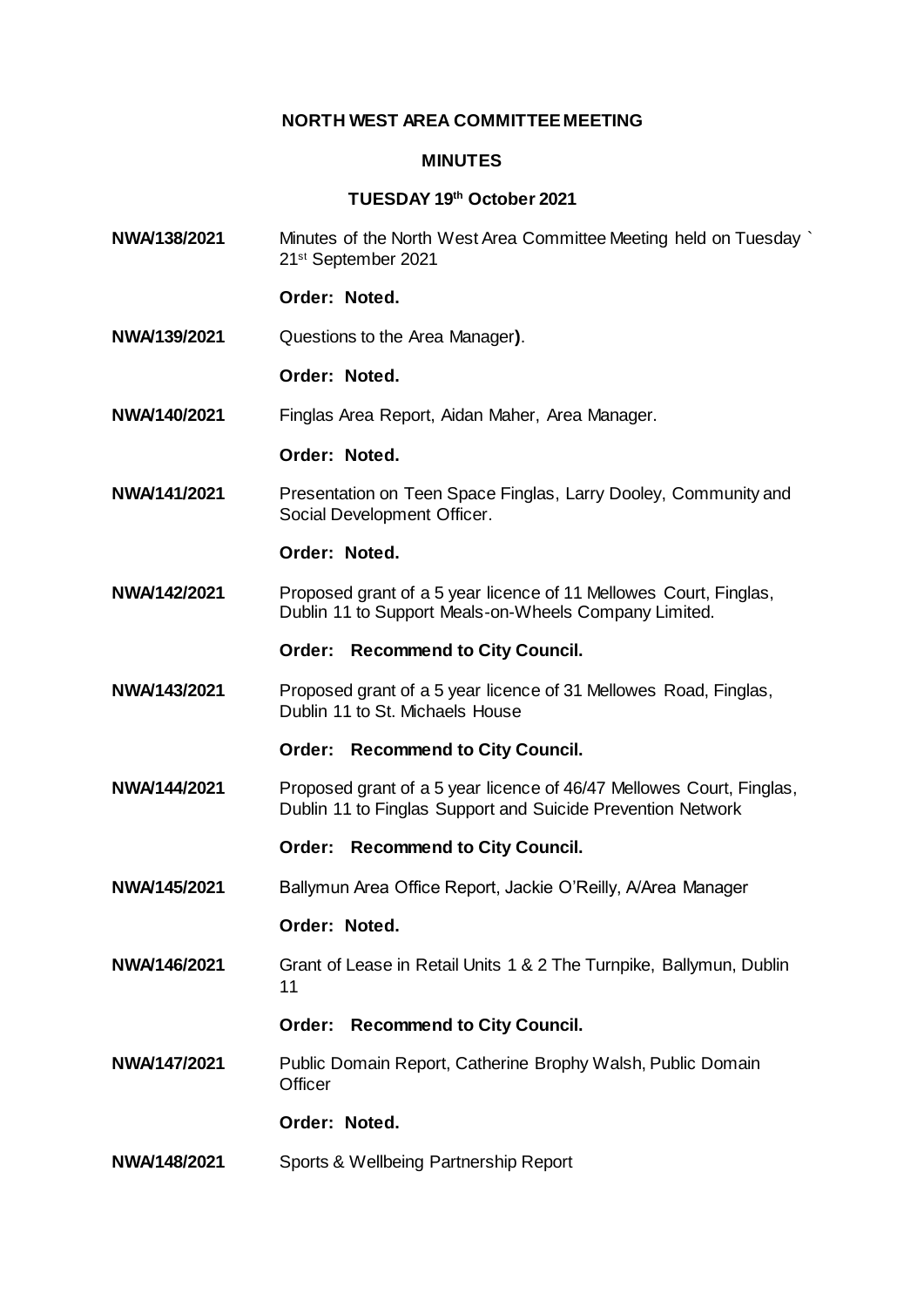**NORTH WEST AREA COMMITTEE MEETING**

**MINUTES**

**TUESDAY 19th October 2021**

**NWA/138/2021** Minutes of the North West Area Committee Meeting held on Tuesday ` 21st September 2021

**Order: Noted.**

**NWA/139/2021** Questions to the Area Manager**)**.

**Order: Noted.**

**NWA/140/2021** Finglas Area Report, Aidan Maher, Area Manager.

**Order: Noted.**

**NWA/141/2021** Presentation on Teen Space Finglas, Larry Dooley, Community and Social Development Officer.

**Order: Noted.**

**NWA/142/2021** Proposed grant of a 5 year licence of 11 Mellowes Court, Finglas, Dublin 11 to Support Meals-on-Wheels Company Limited.

**Order: Recommend to City Council.**

**NWA/143/2021** Proposed grant of a 5 year licence of 31 Mellowes Road, Finglas, Dublin 11 to St. Michaels House

**Order: Recommend to City Council.**

**NWA/144/2021** Proposed grant of a 5 year licence of 46/47 Mellowes Court, Finglas, Dublin 11 to Finglas Support and Suicide Prevention Network

**Order: Recommend to City Council.**

**NWA/145/2021** Ballymun Area Office Report, Jackie O'Reilly, A/Area Manager

**Order: Noted.**

**NWA/146/2021** Grant of Lease in Retail Units 1 & 2 The Turnpike, Ballymun, Dublin 11

**Order: Recommend to City Council.**

**NWA/147/2021** Public Domain Report, Catherine Brophy Walsh, Public Domain Officer

**Order: Noted.**

**NWA/148/2021** Sports & Wellbeing Partnership Report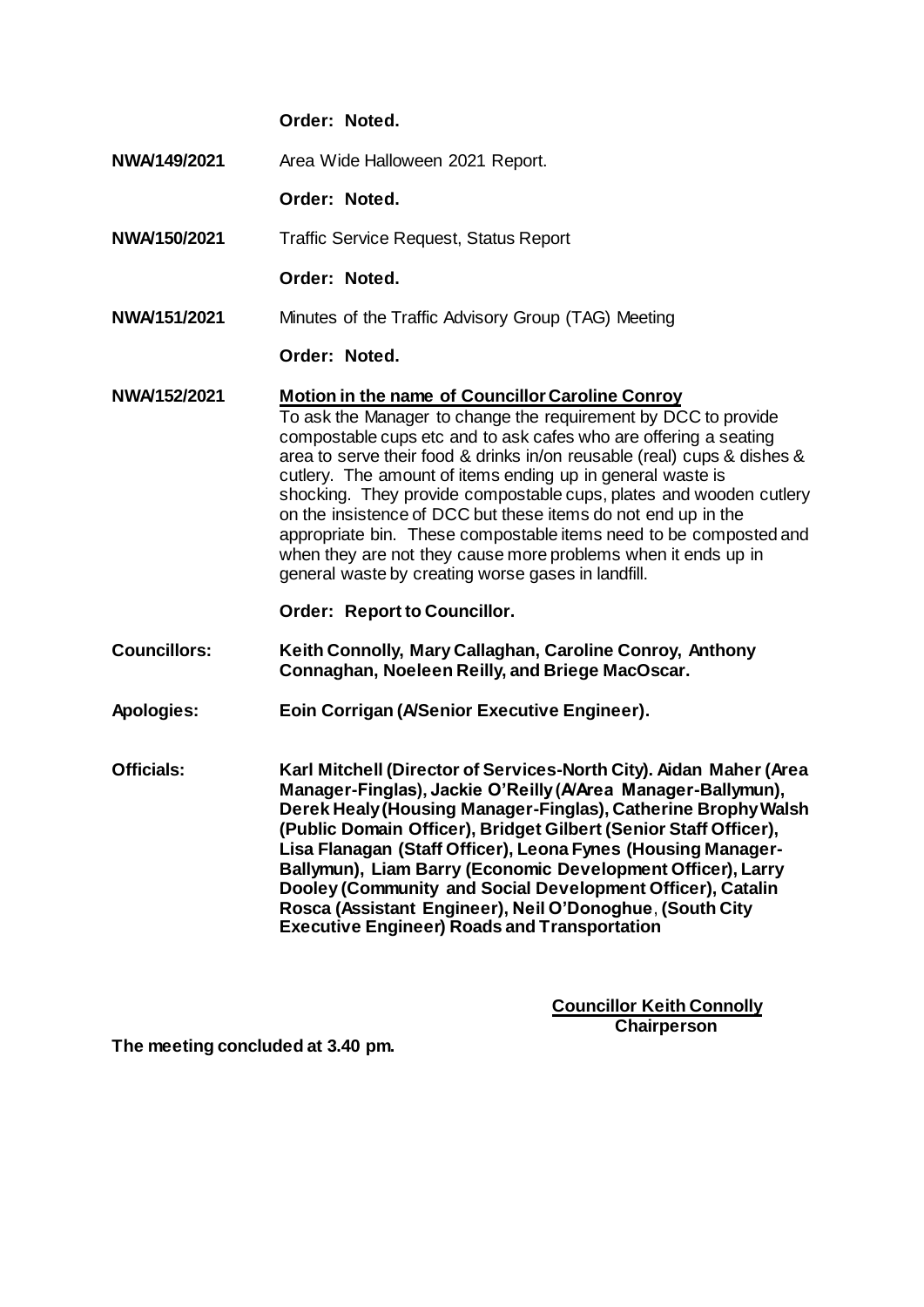**Order: Noted.**

**NWA/149/2021** Area Wide Halloween 2021 Report.

**Order: Noted.**

**NWA/150/2021** Traffic Service Request, Status Report

**Order: Noted.**

**NWA/151/2021** Minutes of the Traffic Advisory Group (TAG) Meeting

**Order: Noted.**

**NWA/152/2021** **Motion in the name of Councillor Caroline Conroy**

To ask the Manager to change the requirement by DCC to provide compostable cups etc and to ask cafes who are offering a seating area to serve their food & drinks in/on reusable (real) cups & dishes & cutlery. The amount of items ending up in general waste is shocking. They provide compostable cups, plates and wooden cutlery on the insistence of DCC but these items do not end up in the appropriate bin. These compostable items need to be composted and when they are not they cause more problems when it ends up in general waste by creating worse gases in landfill.

**Order: Report to Councillor.**

**Councillors:** **Keith Connolly, Mary Callaghan, Caroline Conroy, Anthony Connaghan, Noeleen Reilly, and Briege MacOscar.**

**Apologies:** **Eoin Corrigan (A/Senior Executive Engineer).**

**Officials:** **Karl Mitchell (Director of Services-North City). Aidan Maher (Area Manager-Finglas), Jackie O'Reilly (A/Area Manager-Ballymun), Derek Healy (Housing Manager-Finglas), Catherine Brophy Walsh (Public Domain Officer), Bridget Gilbert (Senior Staff Officer), Lisa Flanagan (Staff Officer), Leona Fynes (Housing Manager-Ballymun), Liam Barry (Economic Development Officer), Larry Dooley (Community and Social Development Officer), Catalin Rosca (Assistant Engineer), Neil O'Donoghue, (South City Executive Engineer) Roads and Transportation**

**Councillor Keith Connolly**
**Chairperson**

**The meeting concluded at 3.40 pm.**